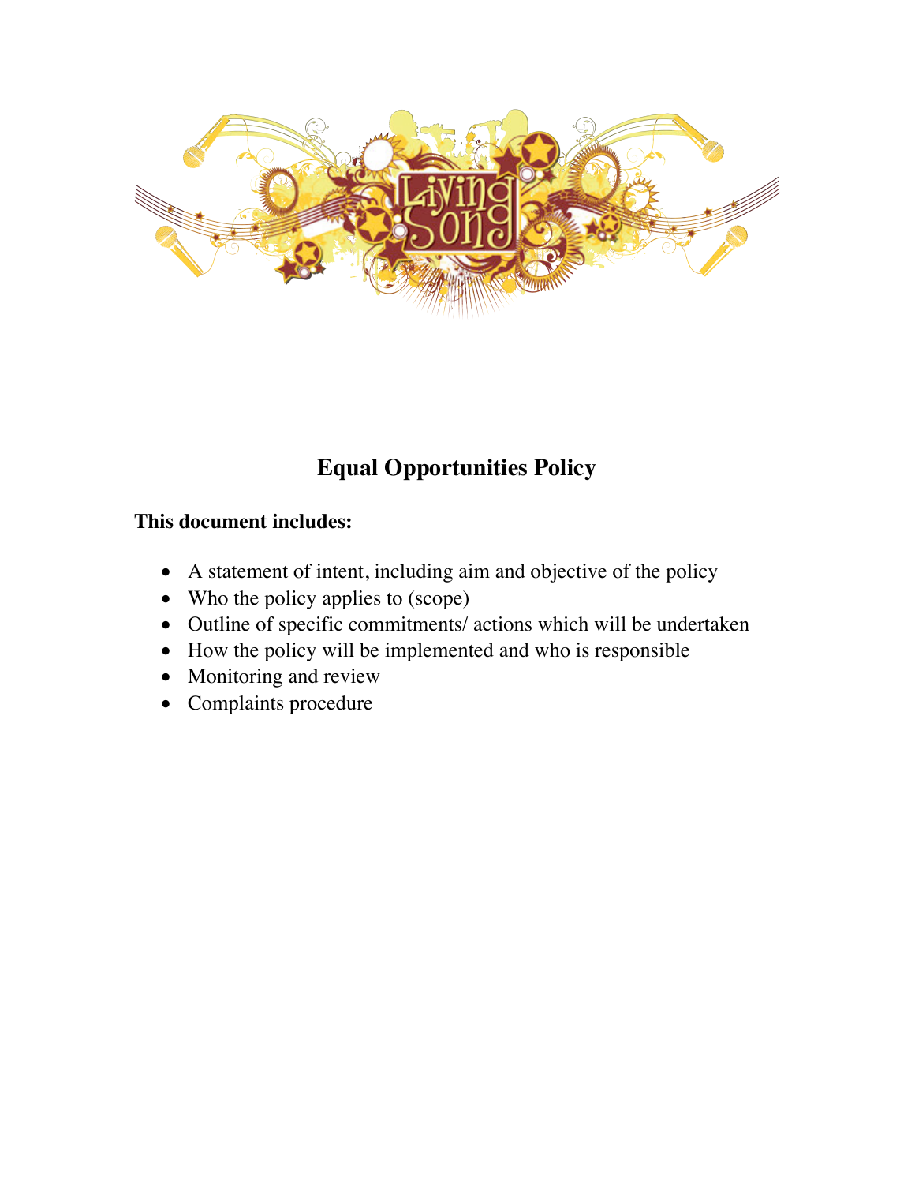# Equal Opportunities Policy

**This document includes:**

- A statement of intent, including aim and objective of the policy
- Who the policy applies to (scope)
- Outline of specific commitments/ actions which will be undertaken
- How the policy will be implemented and who is responsible
- Monitoring and review
- Complaints procedure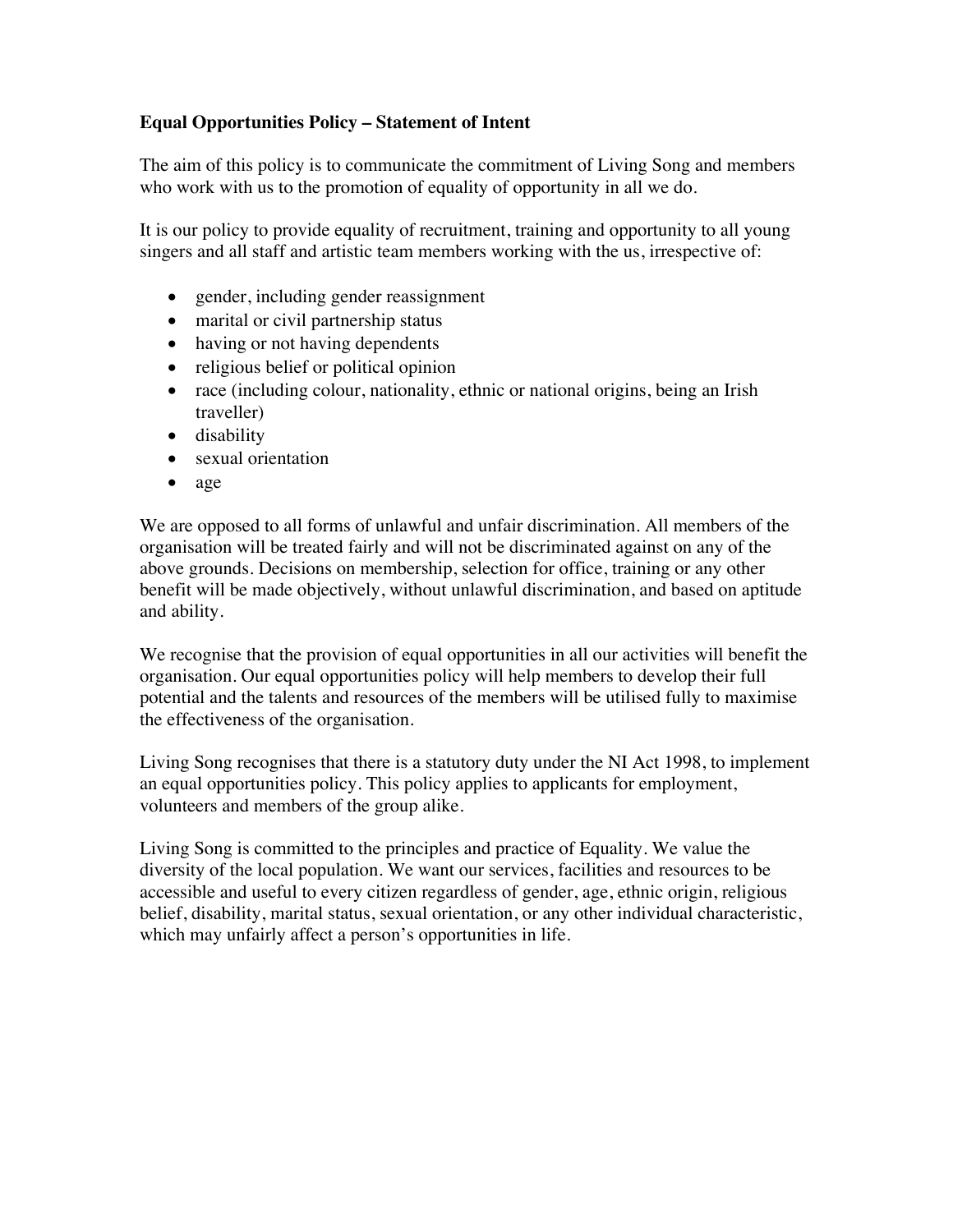**Equal Opportunities Policy – Statement of Intent**

The aim of this policy is to communicate the commitment of Living Song and members who work with us to the promotion of equality of opportunity in all we do.

It is our policy to provide equality of recruitment, training and opportunity to all young singers and all staff and artistic team members working with the us, irrespective of:

- gender, including gender reassignment
- marital or civil partnership status
- having or not having dependents
- religious belief or political opinion
- race (including colour, nationality, ethnic or national origins, being an Irish traveller)
- disability
- sexual orientation
- age

We are opposed to all forms of unlawful and unfair discrimination. All members of the organisation will be treated fairly and will not be discriminated against on any of the above grounds. Decisions on membership, selection for office, training or any other benefit will be made objectively, without unlawful discrimination, and based on aptitude and ability.

We recognise that the provision of equal opportunities in all our activities will benefit the organisation. Our equal opportunities policy will help members to develop their full potential and the talents and resources of the members will be utilised fully to maximise the effectiveness of the organisation.

Living Song recognises that there is a statutory duty under the NI Act 1998, to implement an equal opportunities policy. This policy applies to applicants for employment, volunteers and members of the group alike.

Living Song is committed to the principles and practice of Equality. We value the diversity of the local population. We want our services, facilities and resources to be accessible and useful to every citizen regardless of gender, age, ethnic origin, religious belief, disability, marital status, sexual orientation, or any other individual characteristic, which may unfairly affect a person's opportunities in life.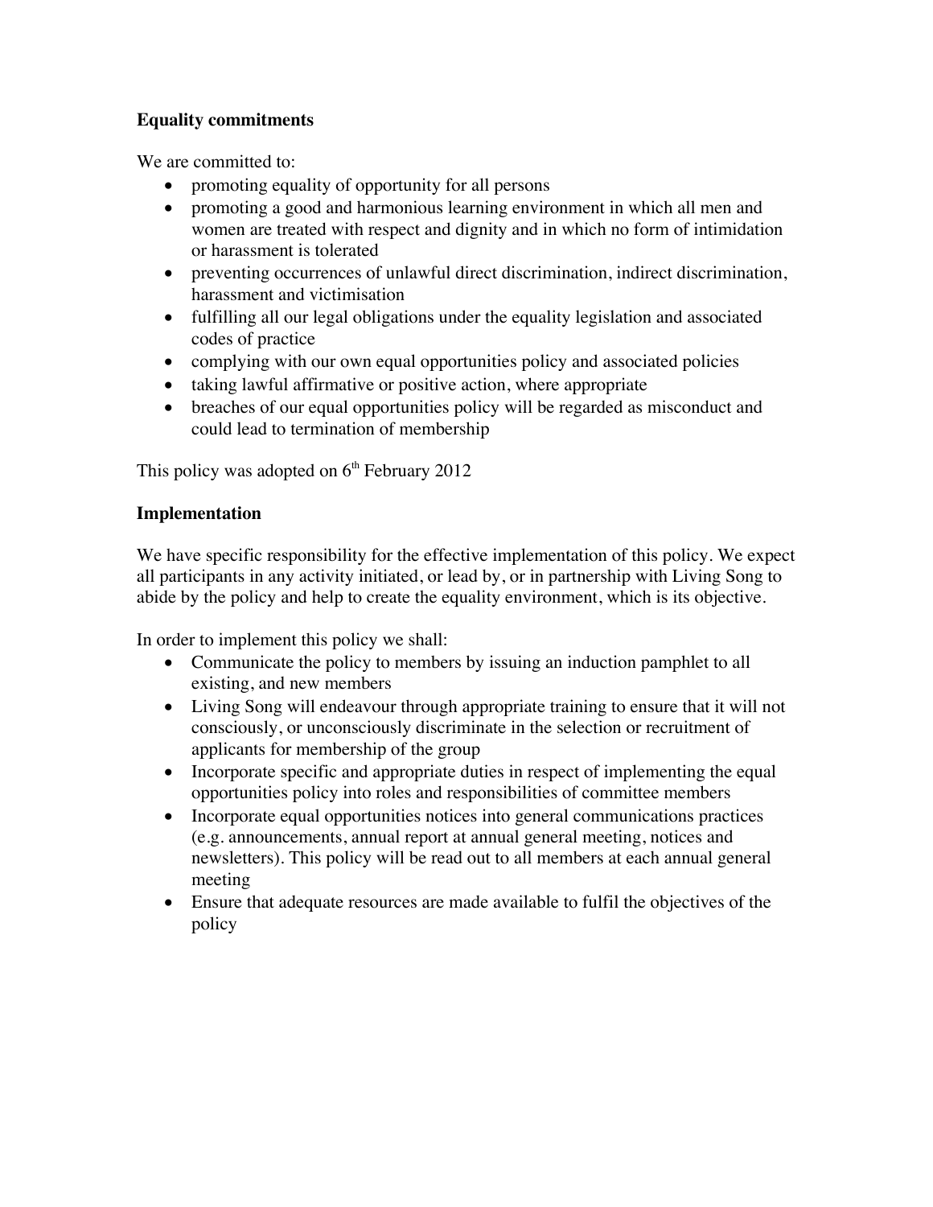**Equality commitments**

We are committed to:

- promoting equality of opportunity for all persons
- promoting a good and harmonious learning environment in which all men and women are treated with respect and dignity and in which no form of intimidation or harassment is tolerated
- preventing occurrences of unlawful direct discrimination, indirect discrimination, harassment and victimisation
- fulfilling all our legal obligations under the equality legislation and associated codes of practice
- complying with our own equal opportunities policy and associated policies
- taking lawful affirmative or positive action, where appropriate
- breaches of our equal opportunities policy will be regarded as misconduct and could lead to termination of membership

This policy was adopted on 6th February 2012

**Implementation**

We have specific responsibility for the effective implementation of this policy. We expect all participants in any activity initiated, or lead by, or in partnership with Living Song to abide by the policy and help to create the equality environment, which is its objective.

In order to implement this policy we shall:

- Communicate the policy to members by issuing an induction pamphlet to all existing, and new members
- Living Song will endeavour through appropriate training to ensure that it will not consciously, or unconsciously discriminate in the selection or recruitment of applicants for membership of the group
- Incorporate specific and appropriate duties in respect of implementing the equal opportunities policy into roles and responsibilities of committee members
- Incorporate equal opportunities notices into general communications practices (e.g. announcements, annual report at annual general meeting, notices and newsletters). This policy will be read out to all members at each annual general meeting
- Ensure that adequate resources are made available to fulfil the objectives of the policy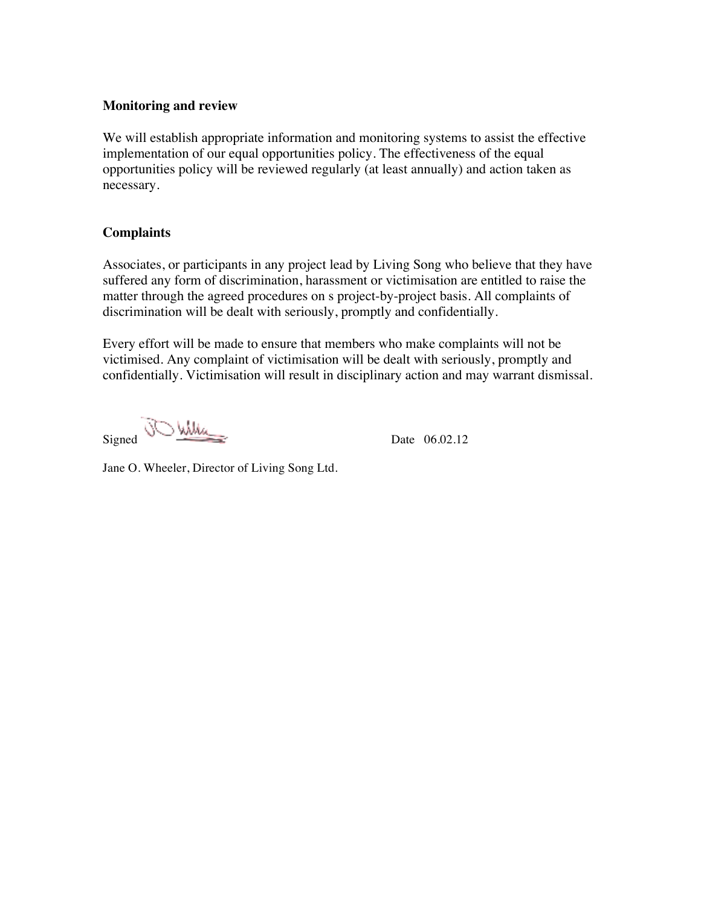**Monitoring and review**

We will establish appropriate information and monitoring systems to assist the effective implementation of our equal opportunities policy. The effectiveness of the equal opportunities policy will be reviewed regularly (at least annually) and action taken as necessary.

**Complaints**

Associates, or participants in any project lead by Living Song who believe that they have suffered any form of discrimination, harassment or victimisation are entitled to raise the matter through the agreed procedures on s project-by-project basis. All complaints of discrimination will be dealt with seriously, promptly and confidentially.

Every effort will be made to ensure that members who make complaints will not be victimised. Any complaint of victimisation will be dealt with seriously, promptly and confidentially. Victimisation will result in disciplinary action and may warrant dismissal.

Signed                                                    Date 06.02.12

Jane O. Wheeler, Director of Living Song Ltd.